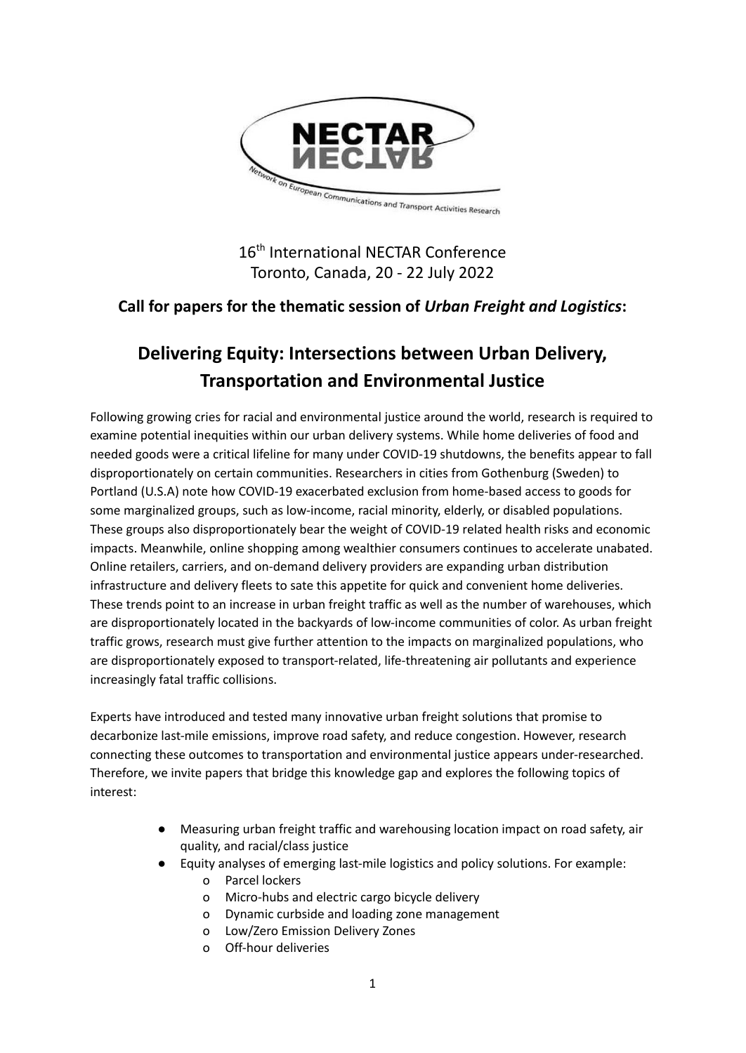16th International NECTAR Conference
Toronto, Canada, 20 - 22 July 2022

**Call for papers for the thematic session of *Urban Freight and Logistics*:**

# Delivering Equity: Intersections between Urban Delivery, Transportation and Environmental Justice

Following growing cries for racial and environmental justice around the world, research is required to examine potential inequities within our urban delivery systems. While home deliveries of food and needed goods were a critical lifeline for many under COVID-19 shutdowns, the benefits appear to fall disproportionately on certain communities. Researchers in cities from Gothenburg (Sweden) to Portland (U.S.A) note how COVID-19 exacerbated exclusion from home-based access to goods for some marginalized groups, such as low-income, racial minority, elderly, or disabled populations. These groups also disproportionately bear the weight of COVID-19 related health risks and economic impacts. Meanwhile, online shopping among wealthier consumers continues to accelerate unabated. Online retailers, carriers, and on-demand delivery providers are expanding urban distribution infrastructure and delivery fleets to sate this appetite for quick and convenient home deliveries. These trends point to an increase in urban freight traffic as well as the number of warehouses, which are disproportionately located in the backyards of low-income communities of color. As urban freight traffic grows, research must give further attention to the impacts on marginalized populations, who are disproportionately exposed to transport-related, life-threatening air pollutants and experience increasingly fatal traffic collisions.

Experts have introduced and tested many innovative urban freight solutions that promise to decarbonize last-mile emissions, improve road safety, and reduce congestion. However, research connecting these outcomes to transportation and environmental justice appears under-researched. Therefore, we invite papers that bridge this knowledge gap and explores the following topics of interest:

- Measuring urban freight traffic and warehousing location impact on road safety, air quality, and racial/class justice
- Equity analyses of emerging last-mile logistics and policy solutions. For example:
  - Parcel lockers
  - Micro-hubs and electric cargo bicycle delivery
  - Dynamic curbside and loading zone management
  - Low/Zero Emission Delivery Zones
  - Off-hour deliveries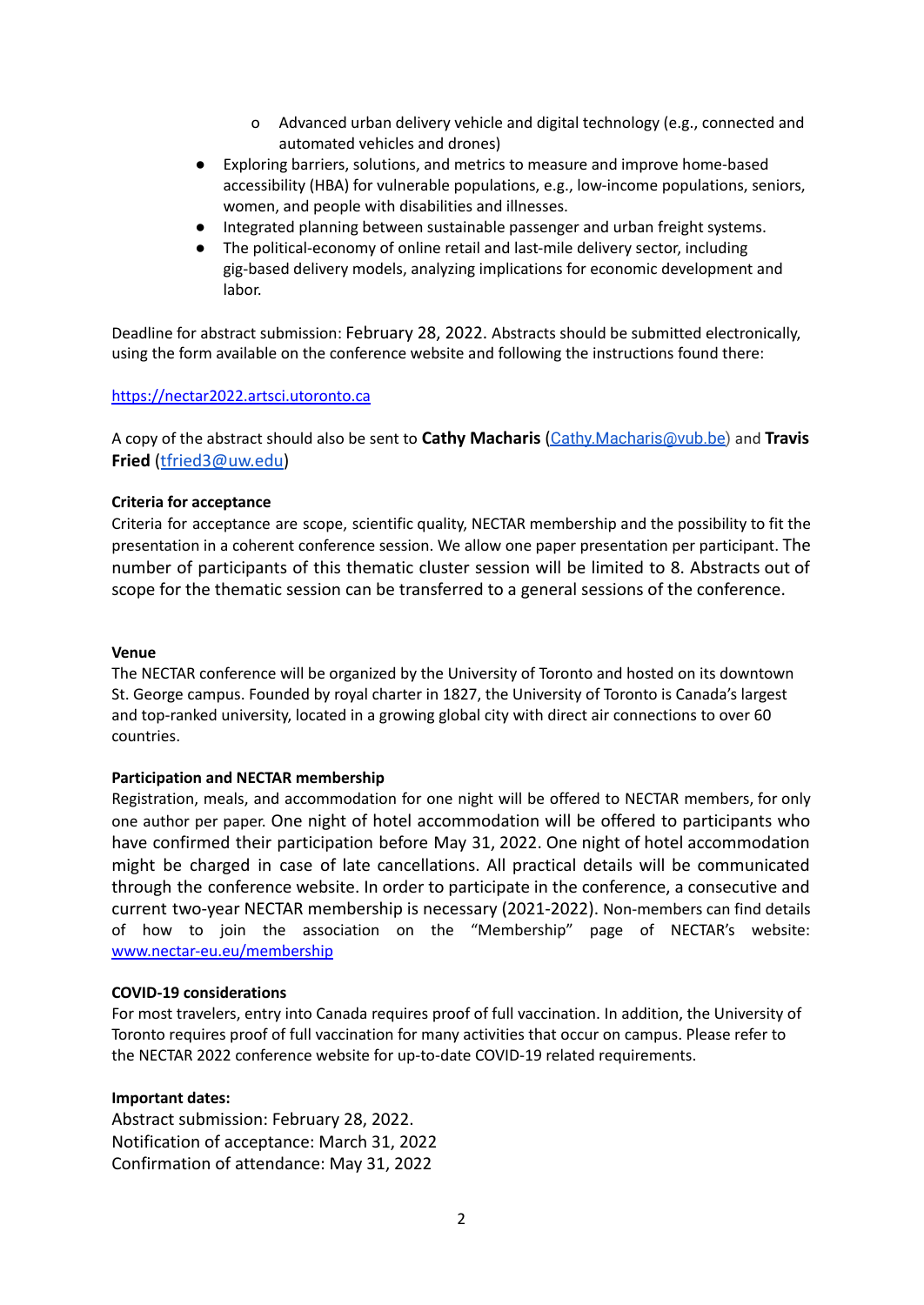- Advanced urban delivery vehicle and digital technology (e.g., connected and automated vehicles and drones)
- Exploring barriers, solutions, and metrics to measure and improve home-based accessibility (HBA) for vulnerable populations, e.g., low-income populations, seniors, women, and people with disabilities and illnesses.
- Integrated planning between sustainable passenger and urban freight systems.
- The political-economy of online retail and last-mile delivery sector, including gig-based delivery models, analyzing implications for economic development and labor.

Deadline for abstract submission: February 28, 2022. Abstracts should be submitted electronically, using the form available on the conference website and following the instructions found there:

https://nectar2022.artsci.utoronto.ca

A copy of the abstract should also be sent to **Cathy Macharis** (Cathy.Macharis@vub.be) and **Travis Fried** (tfried3@uw.edu)

**Criteria for acceptance**

Criteria for acceptance are scope, scientific quality, NECTAR membership and the possibility to fit the presentation in a coherent conference session. We allow one paper presentation per participant. The number of participants of this thematic cluster session will be limited to 8. Abstracts out of scope for the thematic session can be transferred to a general sessions of the conference.

**Venue**

The NECTAR conference will be organized by the University of Toronto and hosted on its downtown St. George campus. Founded by royal charter in 1827, the University of Toronto is Canada's largest and top-ranked university, located in a growing global city with direct air connections to over 60 countries.

**Participation and NECTAR membership**

Registration, meals, and accommodation for one night will be offered to NECTAR members, for only one author per paper. One night of hotel accommodation will be offered to participants who have confirmed their participation before May 31, 2022. One night of hotel accommodation might be charged in case of late cancellations. All practical details will be communicated through the conference website. In order to participate in the conference, a consecutive and current two-year NECTAR membership is necessary (2021-2022). Non-members can find details of how to join the association on the "Membership" page of NECTAR's website: www.nectar-eu.eu/membership

**COVID-19 considerations**

For most travelers, entry into Canada requires proof of full vaccination. In addition, the University of Toronto requires proof of full vaccination for many activities that occur on campus. Please refer to the NECTAR 2022 conference website for up-to-date COVID-19 related requirements.

**Important dates:**

Abstract submission: February 28, 2022.
Notification of acceptance: March 31, 2022
Confirmation of attendance: May 31, 2022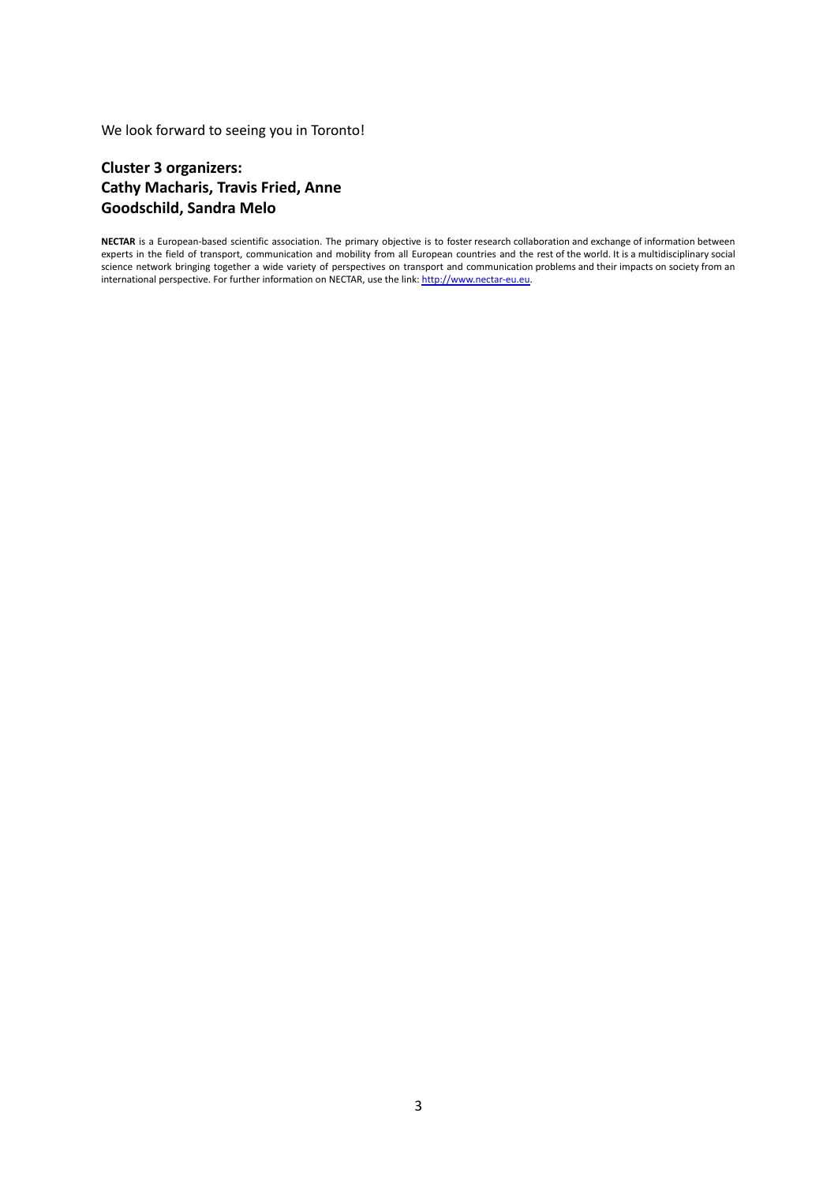We look forward to seeing you in Toronto!

**Cluster 3 organizers:**
**Cathy Macharis, Travis Fried, Anne Goodschild, Sandra Melo**

**NECTAR** is a European-based scientific association. The primary objective is to foster research collaboration and exchange of information between experts in the field of transport, communication and mobility from all European countries and the rest of the world. It is a multidisciplinary social science network bringing together a wide variety of perspectives on transport and communication problems and their impacts on society from an international perspective. For further information on NECTAR, use the link: http://www.nectar-eu.eu.